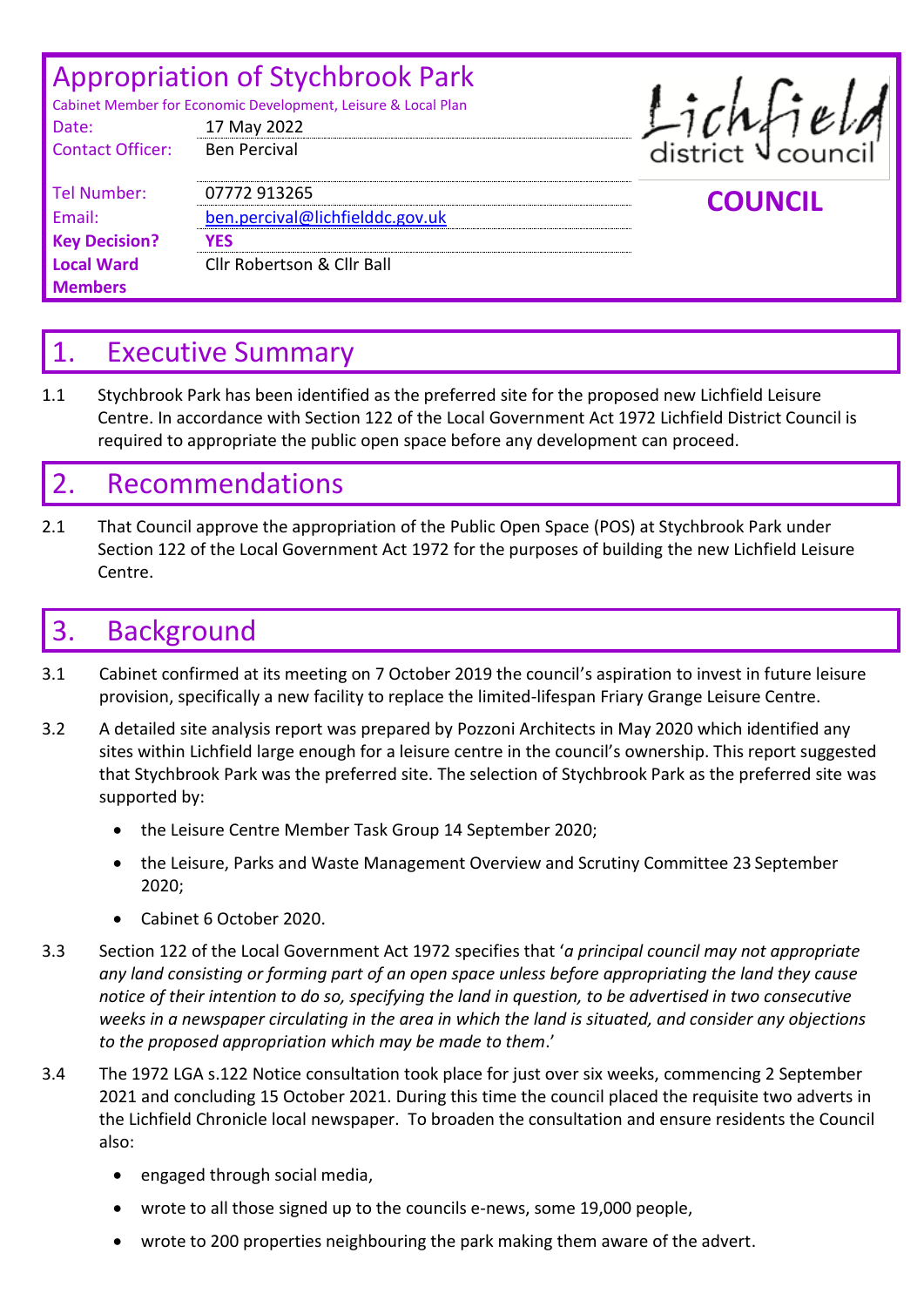# Appropriation of Stychbrook Park

Cabinet Member for Economic Development, Leisure & Local Plan

| | |
|---|---|
| Date: | 17 May 2022 |
| Contact Officer: | Ben Percival |
| Tel Number: | 07772 913265 |
| Email: | ben.percival@lichfielddc.gov.uk |
| **Key Decision?** | **YES** |
| **Local Ward Members** | Cllr Robertson & Cllr Ball |

Lichfield district council

**COUNCIL**

## 1. Executive Summary

1.1 Stychbrook Park has been identified as the preferred site for the proposed new Lichfield Leisure Centre. In accordance with Section 122 of the Local Government Act 1972 Lichfield District Council is required to appropriate the public open space before any development can proceed.

## 2. Recommendations

2.1 That Council approve the appropriation of the Public Open Space (POS) at Stychbrook Park under Section 122 of the Local Government Act 1972 for the purposes of building the new Lichfield Leisure Centre.

## 3. Background

3.1 Cabinet confirmed at its meeting on 7 October 2019 the council's aspiration to invest in future leisure provision, specifically a new facility to replace the limited-lifespan Friary Grange Leisure Centre.

3.2 A detailed site analysis report was prepared by Pozzoni Architects in May 2020 which identified any sites within Lichfield large enough for a leisure centre in the council's ownership. This report suggested that Stychbrook Park was the preferred site. The selection of Stychbrook Park as the preferred site was supported by:

- the Leisure Centre Member Task Group 14 September 2020;
- the Leisure, Parks and Waste Management Overview and Scrutiny Committee 23 September 2020;
- Cabinet 6 October 2020.

3.3 Section 122 of the Local Government Act 1972 specifies that '*a principal council may not appropriate any land consisting or forming part of an open space unless before appropriating the land they cause notice of their intention to do so, specifying the land in question, to be advertised in two consecutive weeks in a newspaper circulating in the area in which the land is situated, and consider any objections to the proposed appropriation which may be made to them*.'

3.4 The 1972 LGA s.122 Notice consultation took place for just over six weeks, commencing 2 September 2021 and concluding 15 October 2021. During this time the council placed the requisite two adverts in the Lichfield Chronicle local newspaper. To broaden the consultation and ensure residents the Council also:

- engaged through social media,
- wrote to all those signed up to the councils e-news, some 19,000 people,
- wrote to 200 properties neighbouring the park making them aware of the advert.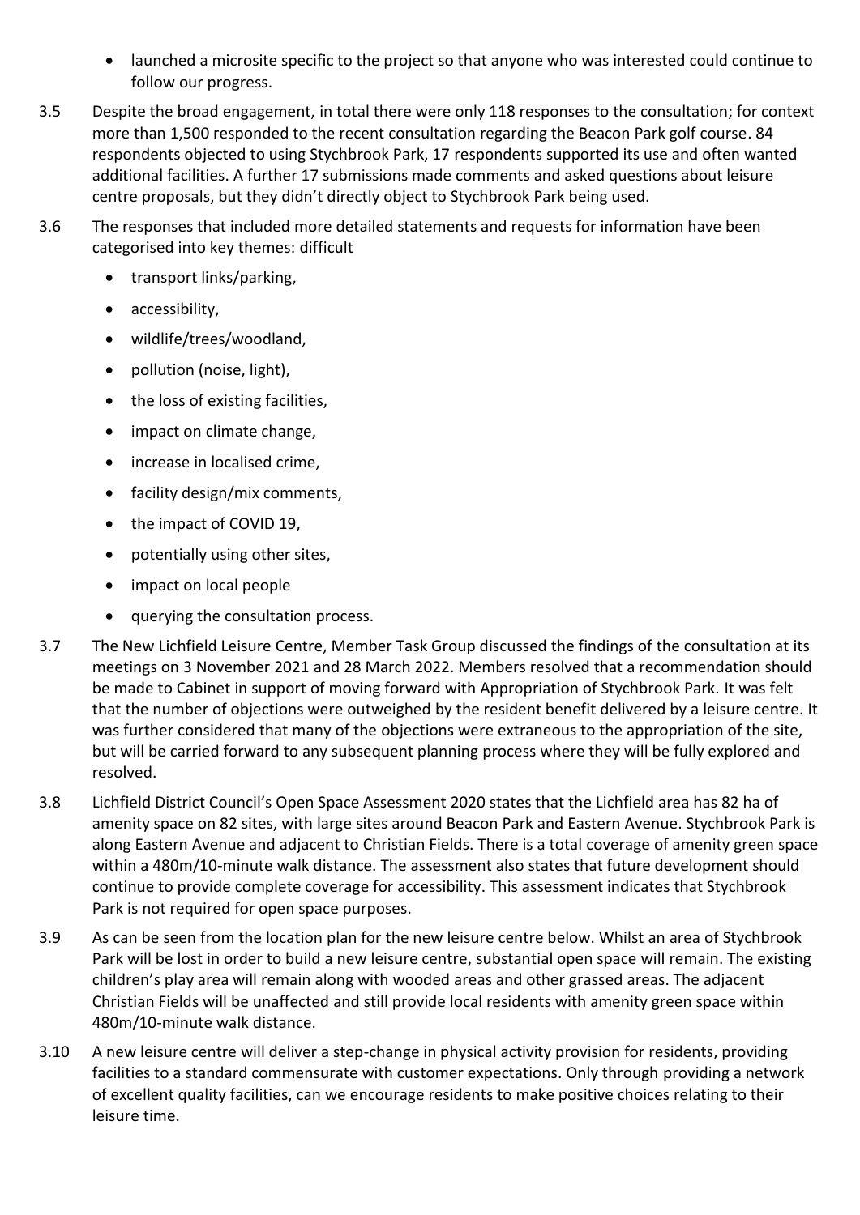- launched a microsite specific to the project so that anyone who was interested could continue to follow our progress.

3.5 Despite the broad engagement, in total there were only 118 responses to the consultation; for context more than 1,500 responded to the recent consultation regarding the Beacon Park golf course. 84 respondents objected to using Stychbrook Park, 17 respondents supported its use and often wanted additional facilities. A further 17 submissions made comments and asked questions about leisure centre proposals, but they didn't directly object to Stychbrook Park being used.

3.6 The responses that included more detailed statements and requests for information have been categorised into key themes: difficult

- transport links/parking,
- accessibility,
- wildlife/trees/woodland,
- pollution (noise, light),
- the loss of existing facilities,
- impact on climate change,
- increase in localised crime,
- facility design/mix comments,
- the impact of COVID 19,
- potentially using other sites,
- impact on local people
- querying the consultation process.

3.7 The New Lichfield Leisure Centre, Member Task Group discussed the findings of the consultation at its meetings on 3 November 2021 and 28 March 2022. Members resolved that a recommendation should be made to Cabinet in support of moving forward with Appropriation of Stychbrook Park. It was felt that the number of objections were outweighed by the resident benefit delivered by a leisure centre. It was further considered that many of the objections were extraneous to the appropriation of the site, but will be carried forward to any subsequent planning process where they will be fully explored and resolved.

3.8 Lichfield District Council's Open Space Assessment 2020 states that the Lichfield area has 82 ha of amenity space on 82 sites, with large sites around Beacon Park and Eastern Avenue. Stychbrook Park is along Eastern Avenue and adjacent to Christian Fields. There is a total coverage of amenity green space within a 480m/10-minute walk distance. The assessment also states that future development should continue to provide complete coverage for accessibility. This assessment indicates that Stychbrook Park is not required for open space purposes.

3.9 As can be seen from the location plan for the new leisure centre below. Whilst an area of Stychbrook Park will be lost in order to build a new leisure centre, substantial open space will remain. The existing children's play area will remain along with wooded areas and other grassed areas. The adjacent Christian Fields will be unaffected and still provide local residents with amenity green space within 480m/10-minute walk distance.

3.10 A new leisure centre will deliver a step-change in physical activity provision for residents, providing facilities to a standard commensurate with customer expectations. Only through providing a network of excellent quality facilities, can we encourage residents to make positive choices relating to their leisure time.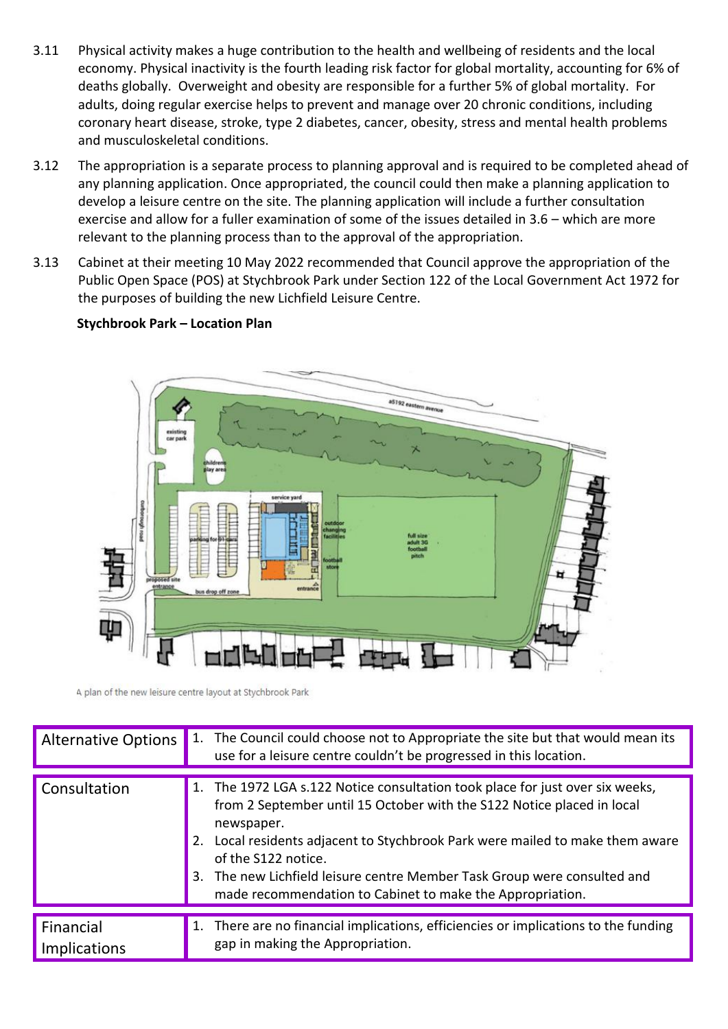3.11 Physical activity makes a huge contribution to the health and wellbeing of residents and the local economy. Physical inactivity is the fourth leading risk factor for global mortality, accounting for 6% of deaths globally. Overweight and obesity are responsible for a further 5% of global mortality. For adults, doing regular exercise helps to prevent and manage over 20 chronic conditions, including coronary heart disease, stroke, type 2 diabetes, cancer, obesity, stress and mental health problems and musculoskeletal conditions.

3.12 The appropriation is a separate process to planning approval and is required to be completed ahead of any planning application. Once appropriated, the council could then make a planning application to develop a leisure centre on the site. The planning application will include a further consultation exercise and allow for a fuller examination of some of the issues detailed in 3.6 – which are more relevant to the planning process than to the approval of the appropriation.

3.13 Cabinet at their meeting 10 May 2022 recommended that Council approve the appropriation of the Public Open Space (POS) at Stychbrook Park under Section 122 of the Local Government Act 1972 for the purposes of building the new Lichfield Leisure Centre.

**Stychbrook Park – Location Plan**

A plan of the new leisure centre layout at Stychbrook Park

| Alternative Options | 1. The Council could choose not to Appropriate the site but that would mean its use for a leisure centre couldn't be progressed in this location. |
|---|---|

| Consultation | 1. The 1972 LGA s.122 Notice consultation took place for just over six weeks, from 2 September until 15 October with the S122 Notice placed in local newspaper.<br>2. Local residents adjacent to Stychbrook Park were mailed to make them aware of the S122 notice.<br>3. The new Lichfield leisure centre Member Task Group were consulted and made recommendation to Cabinet to make the Appropriation. |
|---|---|

| Financial Implications | 1. There are no financial implications, efficiencies or implications to the funding gap in making the Appropriation. |
|---|---|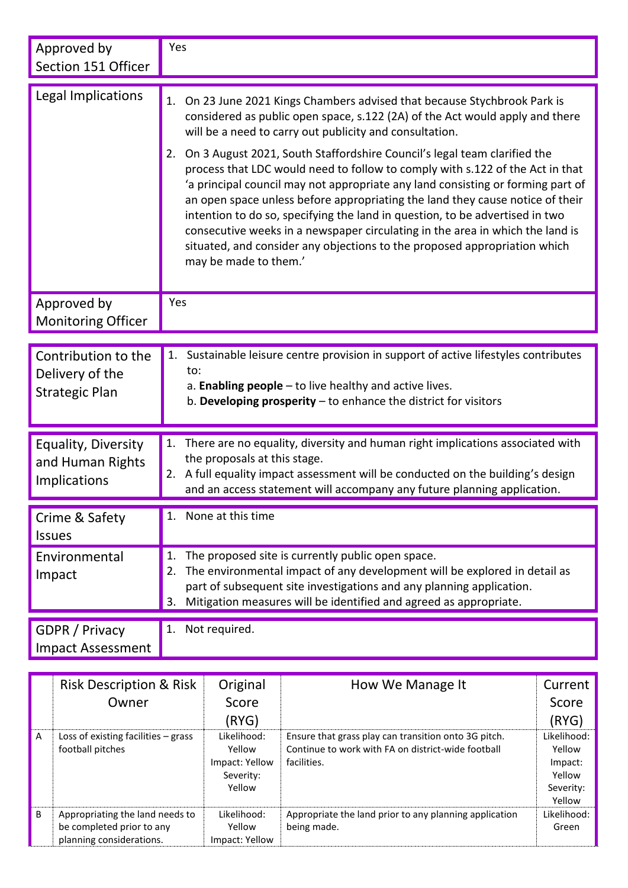| Approved by Section 151 Officer | Yes |
|---|---|

| Legal Implications | 1. On 23 June 2021 Kings Chambers advised that because Stychbrook Park is considered as public open space, s.122 (2A) of the Act would apply and there will be a need to carry out publicity and consultation.<br>2. On 3 August 2021, South Staffordshire Council's legal team clarified the process that LDC would need to follow to comply with s.122 of the Act in that 'a principal council may not appropriate any land consisting or forming part of an open space unless before appropriating the land they cause notice of their intention to do so, specifying the land in question, to be advertised in two consecutive weeks in a newspaper circulating in the area in which the land is situated, and consider any objections to the proposed appropriation which may be made to them.' |
|---|---|
| Approved by Monitoring Officer | Yes |

| Contribution to the Delivery of the Strategic Plan | 1. Sustainable leisure centre provision in support of active lifestyles contributes to:<br>a. **Enabling people** – to live healthy and active lives.<br>b. **Developing prosperity** – to enhance the district for visitors |
|---|---|

| Equality, Diversity and Human Rights Implications | 1. There are no equality, diversity and human right implications associated with the proposals at this stage.<br>2. A full equality impact assessment will be conducted on the building's design and an access statement will accompany any future planning application. |
|---|---|

| Crime & Safety Issues | 1. None at this time |
|---|---|
| Environmental Impact | 1. The proposed site is currently public open space.<br>2. The environmental impact of any development will be explored in detail as part of subsequent site investigations and any planning application.<br>3. Mitigation measures will be identified and agreed as appropriate. |

| GDPR / Privacy Impact Assessment | 1. Not required. |
|---|---|

| | Risk Description & Risk Owner | Original Score (RYG) | How We Manage It | Current Score (RYG) |
|---|---|---|---|---|
| A | Loss of existing facilities – grass football pitches | Likelihood: Yellow<br>Impact: Yellow<br>Severity: Yellow | Ensure that grass play can transition onto 3G pitch. Continue to work with FA on district-wide football facilities. | Likelihood: Yellow<br>Impact: Yellow<br>Severity: Yellow |
| B | Appropriating the land needs to be completed prior to any planning considerations. | Likelihood: Yellow<br>Impact: Yellow | Appropriate the land prior to any planning application being made. | Likelihood: Green |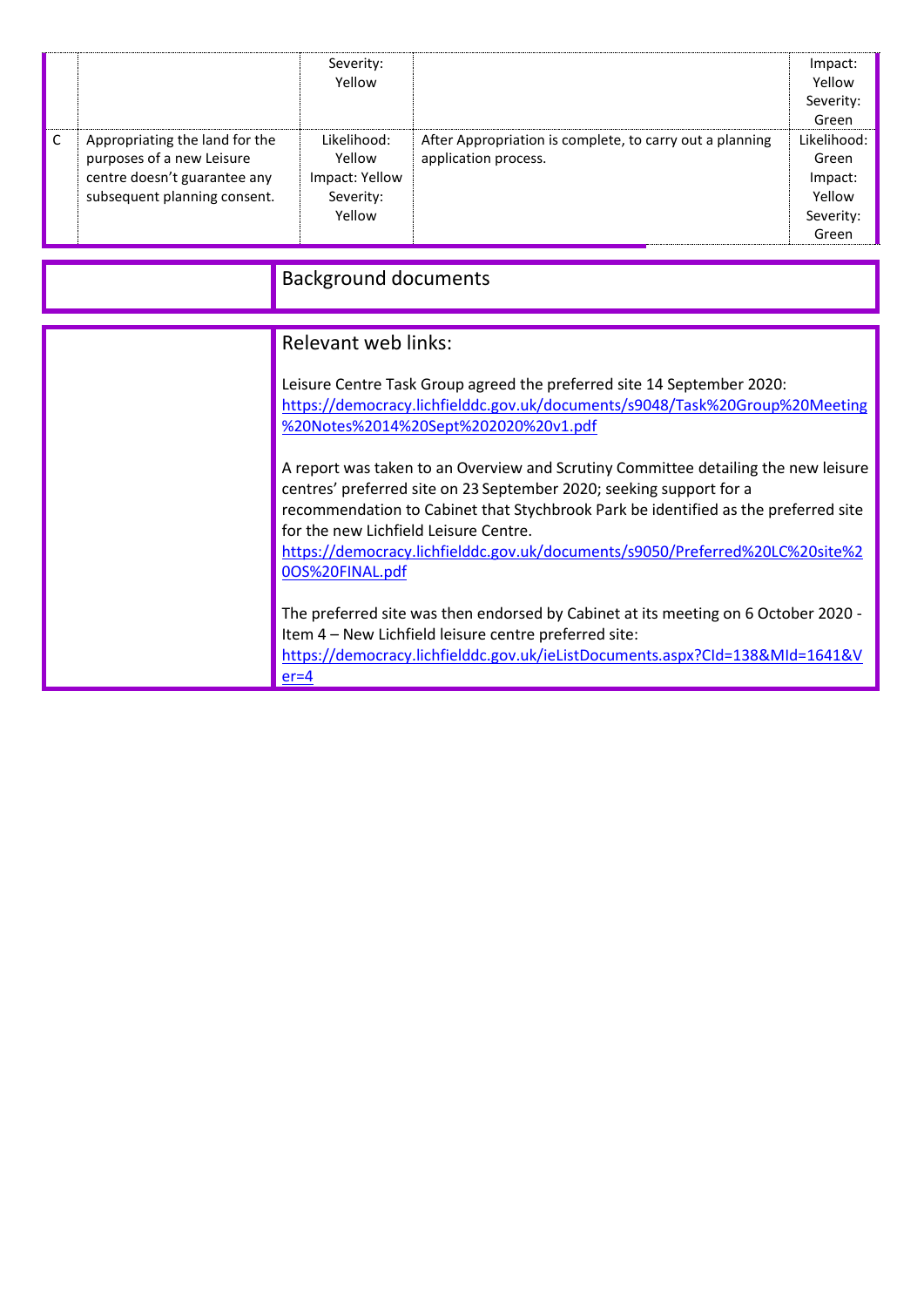| | | | | |
|---|---|---|---|---|
| | | Severity: Yellow | | Impact: Yellow Severity: Green |
| C | Appropriating the land for the purposes of a new Leisure centre doesn't guarantee any subsequent planning consent. | Likelihood: Yellow Impact: Yellow Severity: Yellow | After Appropriation is complete, to carry out a planning application process. | Likelihood: Green Impact: Yellow Severity: Green |

## Background documents

## Relevant web links:

Leisure Centre Task Group agreed the preferred site 14 September 2020:
https://democracy.lichfielddc.gov.uk/documents/s9048/Task%20Group%20Meeting%20Notes%2014%20Sept%202020%20v1.pdf

A report was taken to an Overview and Scrutiny Committee detailing the new leisure centres' preferred site on 23 September 2020; seeking support for a recommendation to Cabinet that Stychbrook Park be identified as the preferred site for the new Lichfield Leisure Centre.
https://democracy.lichfielddc.gov.uk/documents/s9050/Preferred%20LC%20site%20OS%20FINAL.pdf

The preferred site was then endorsed by Cabinet at its meeting on 6 October 2020 - Item 4 – New Lichfield leisure centre preferred site:
https://democracy.lichfielddc.gov.uk/ieListDocuments.aspx?CId=138&MId=1641&Ver=4